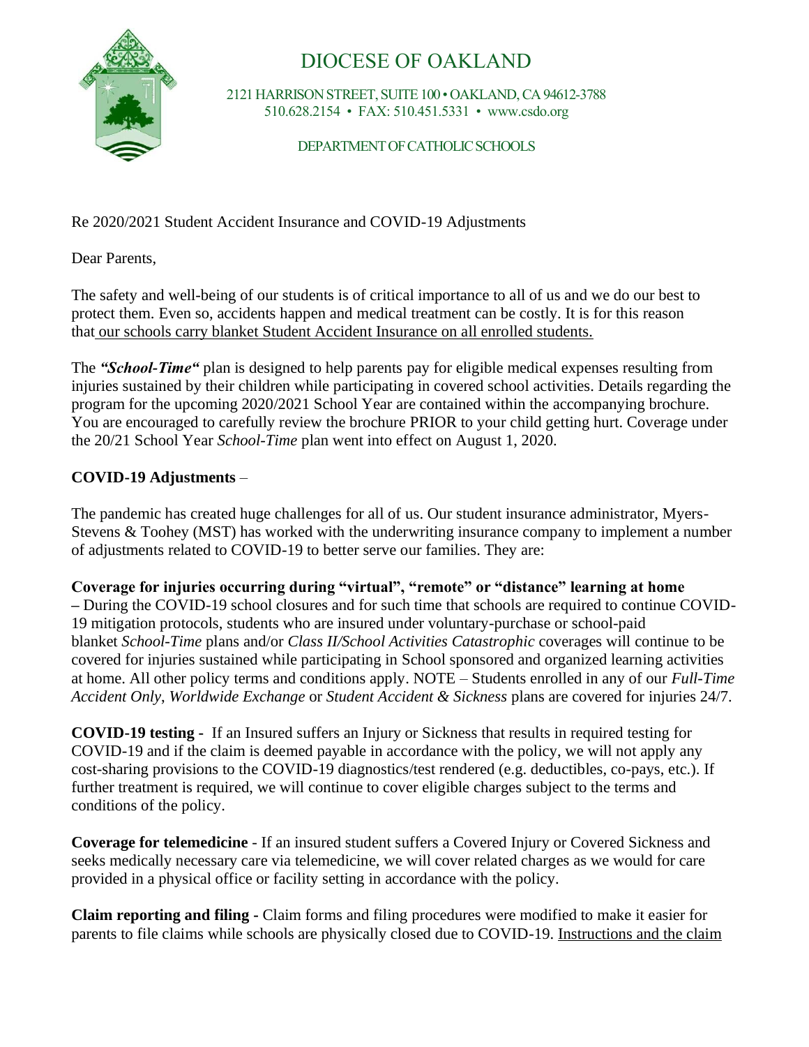# DIOCESE OF OAKLAND

2121 HARRISON STREET, SUITE 100 • OAKLAND, CA 94612-3788
510.628.2154 • FAX: 510.451.5331 • www.csdo.org

DEPARTMENT OF CATHOLIC SCHOOLS

Re 2020/2021 Student Accident Insurance and COVID-19 Adjustments

Dear Parents,

The safety and well-being of our students is of critical importance to all of us and we do our best to protect them. Even so, accidents happen and medical treatment can be costly. It is for this reason that our schools carry blanket Student Accident Insurance on all enrolled students.

The ***"School-Time"*** plan is designed to help parents pay for eligible medical expenses resulting from injuries sustained by their children while participating in covered school activities. Details regarding the program for the upcoming 2020/2021 School Year are contained within the accompanying brochure. You are encouraged to carefully review the brochure PRIOR to your child getting hurt. Coverage under the 20/21 School Year *School-Time* plan went into effect on August 1, 2020.

**COVID-19 Adjustments** –

The pandemic has created huge challenges for all of us. Our student insurance administrator, Myers-Stevens & Toohey (MST) has worked with the underwriting insurance company to implement a number of adjustments related to COVID-19 to better serve our families. They are:

**Coverage for injuries occurring during "virtual", "remote" or "distance" learning at home –** During the COVID-19 school closures and for such time that schools are required to continue COVID-19 mitigation protocols, students who are insured under voluntary-purchase or school-paid blanket *School-Time* plans and/or *Class II/School Activities Catastrophic* coverages will continue to be covered for injuries sustained while participating in School sponsored and organized learning activities at home. All other policy terms and conditions apply. NOTE – Students enrolled in any of our *Full-Time Accident Only*, *Worldwide Exchange* or *Student Accident & Sickness* plans are covered for injuries 24/7.

**COVID-19 testing -** If an Insured suffers an Injury or Sickness that results in required testing for COVID-19 and if the claim is deemed payable in accordance with the policy, we will not apply any cost-sharing provisions to the COVID-19 diagnostics/test rendered (e.g. deductibles, co-pays, etc.). If further treatment is required, we will continue to cover eligible charges subject to the terms and conditions of the policy.

**Coverage for telemedicine** - If an insured student suffers a Covered Injury or Covered Sickness and seeks medically necessary care via telemedicine, we will cover related charges as we would for care provided in a physical office or facility setting in accordance with the policy.

**Claim reporting and filing -** Claim forms and filing procedures were modified to make it easier for parents to file claims while schools are physically closed due to COVID-19. Instructions and the claim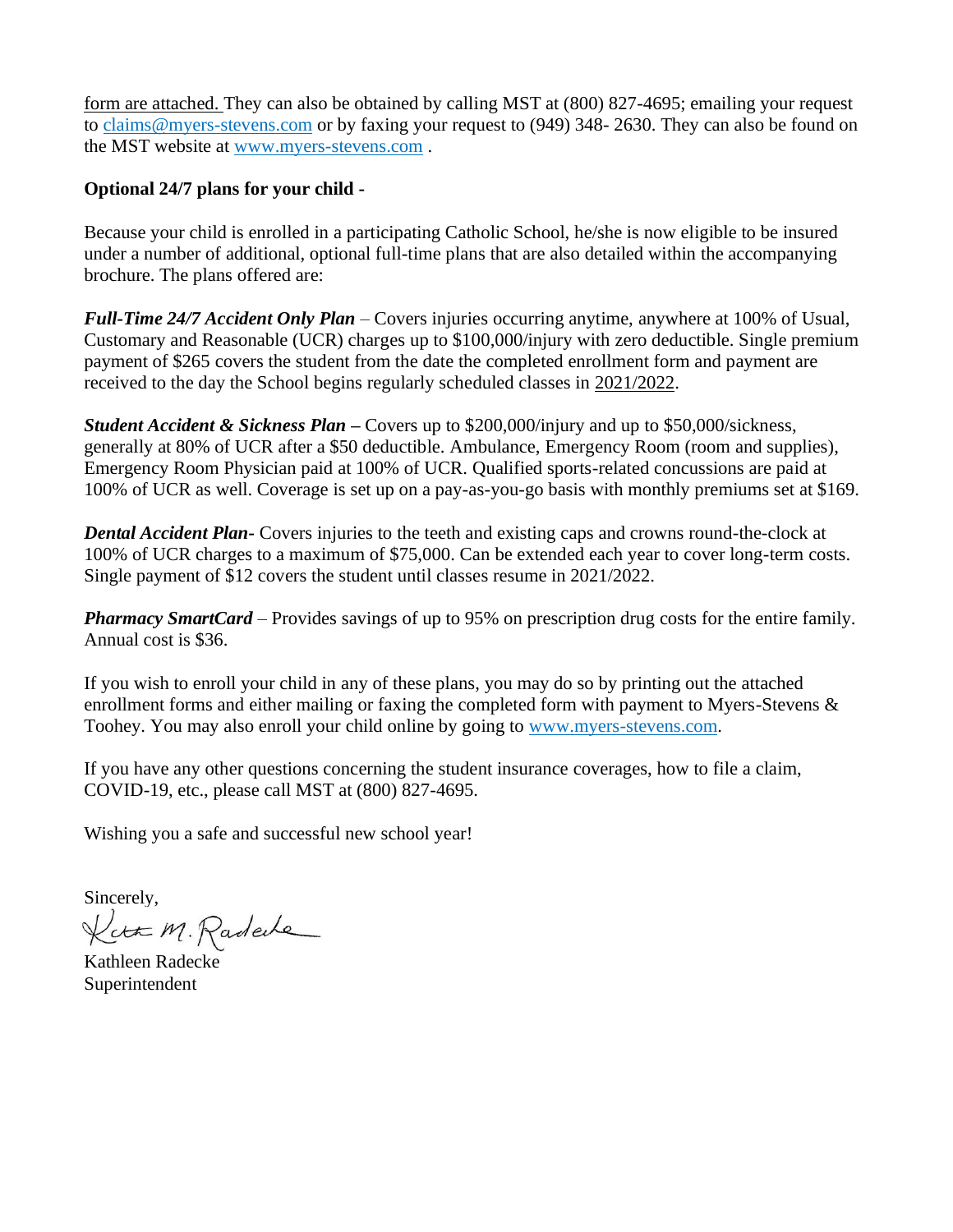form are attached. They can also be obtained by calling MST at (800) 827-4695; emailing your request to claims@myers-stevens.com or by faxing your request to (949) 348- 2630. They can also be found on the MST website at www.myers-stevens.com .

**Optional 24/7 plans for your child -**

Because your child is enrolled in a participating Catholic School, he/she is now eligible to be insured under a number of additional, optional full-time plans that are also detailed within the accompanying brochure. The plans offered are:

***Full-Time 24/7 Accident Only Plan*** – Covers injuries occurring anytime, anywhere at 100% of Usual, Customary and Reasonable (UCR) charges up to $100,000/injury with zero deductible. Single premium payment of $265 covers the student from the date the completed enrollment form and payment are received to the day the School begins regularly scheduled classes in 2021/2022.

***Student Accident & Sickness Plan*** **–** Covers up to $200,000/injury and up to $50,000/sickness, generally at 80% of UCR after a $50 deductible. Ambulance, Emergency Room (room and supplies), Emergency Room Physician paid at 100% of UCR. Qualified sports-related concussions are paid at 100% of UCR as well. Coverage is set up on a pay-as-you-go basis with monthly premiums set at $169.

***Dental Accident Plan-*** Covers injuries to the teeth and existing caps and crowns round-the-clock at 100% of UCR charges to a maximum of $75,000. Can be extended each year to cover long-term costs. Single payment of $12 covers the student until classes resume in 2021/2022.

***Pharmacy SmartCard*** – Provides savings of up to 95% on prescription drug costs for the entire family. Annual cost is $36.

If you wish to enroll your child in any of these plans, you may do so by printing out the attached enrollment forms and either mailing or faxing the completed form with payment to Myers-Stevens & Toohey. You may also enroll your child online by going to www.myers-stevens.com.

If you have any other questions concerning the student insurance coverages, how to file a claim, COVID-19, etc., please call MST at (800) 827-4695.

Wishing you a safe and successful new school year!

Sincerely,

Kath M. Radecke

Kathleen Radecke
Superintendent